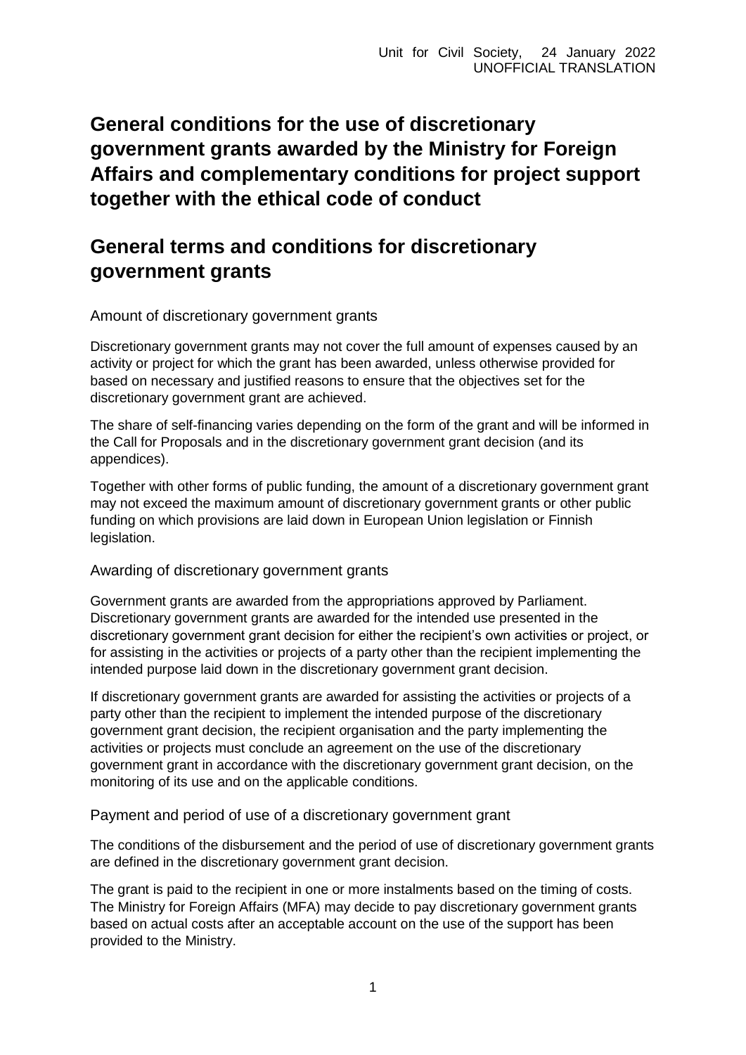Unit for Civil Society, 24 January 2022
UNOFFICIAL TRANSLATION

# General conditions for the use of discretionary government grants awarded by the Ministry for Foreign Affairs and complementary conditions for project support together with the ethical code of conduct

# General terms and conditions for discretionary government grants

## Amount of discretionary government grants

Discretionary government grants may not cover the full amount of expenses caused by an activity or project for which the grant has been awarded, unless otherwise provided for based on necessary and justified reasons to ensure that the objectives set for the discretionary government grant are achieved.

The share of self-financing varies depending on the form of the grant and will be informed in the Call for Proposals and in the discretionary government grant decision (and its appendices).

Together with other forms of public funding, the amount of a discretionary government grant may not exceed the maximum amount of discretionary government grants or other public funding on which provisions are laid down in European Union legislation or Finnish legislation.

## Awarding of discretionary government grants

Government grants are awarded from the appropriations approved by Parliament. Discretionary government grants are awarded for the intended use presented in the discretionary government grant decision for either the recipient's own activities or project, or for assisting in the activities or projects of a party other than the recipient implementing the intended purpose laid down in the discretionary government grant decision.

If discretionary government grants are awarded for assisting the activities or projects of a party other than the recipient to implement the intended purpose of the discretionary government grant decision, the recipient organisation and the party implementing the activities or projects must conclude an agreement on the use of the discretionary government grant in accordance with the discretionary government grant decision, on the monitoring of its use and on the applicable conditions.

## Payment and period of use of a discretionary government grant

The conditions of the disbursement and the period of use of discretionary government grants are defined in the discretionary government grant decision.

The grant is paid to the recipient in one or more instalments based on the timing of costs. The Ministry for Foreign Affairs (MFA) may decide to pay discretionary government grants based on actual costs after an acceptable account on the use of the support has been provided to the Ministry.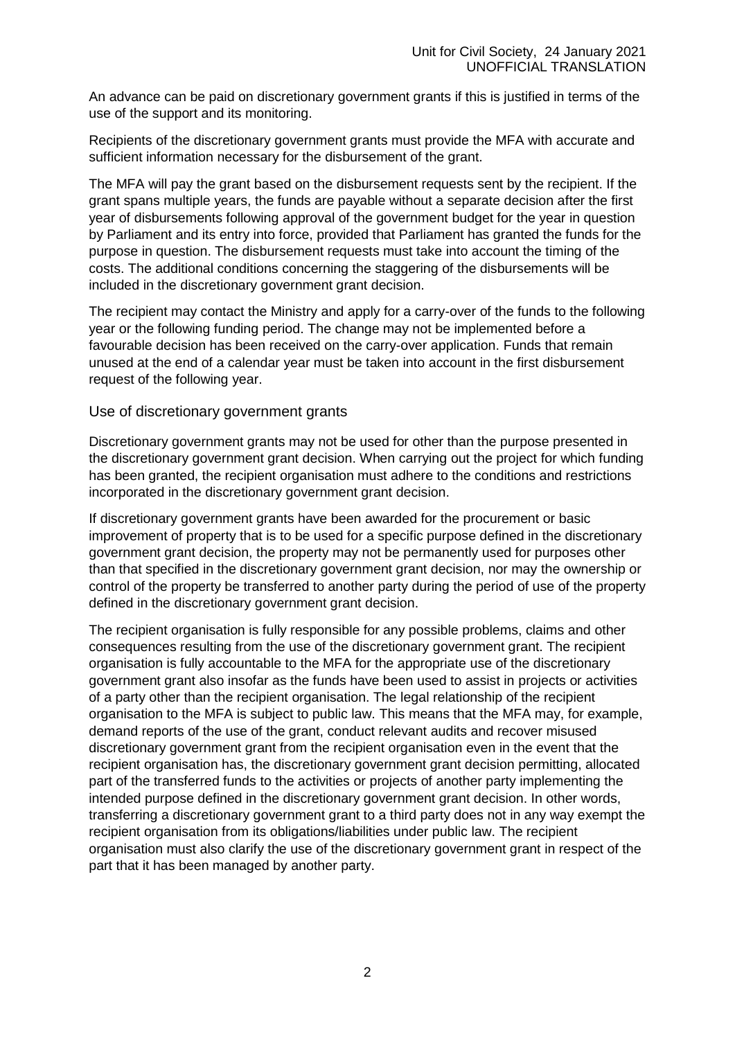An advance can be paid on discretionary government grants if this is justified in terms of the use of the support and its monitoring.

Recipients of the discretionary government grants must provide the MFA with accurate and sufficient information necessary for the disbursement of the grant.

The MFA will pay the grant based on the disbursement requests sent by the recipient. If the grant spans multiple years, the funds are payable without a separate decision after the first year of disbursements following approval of the government budget for the year in question by Parliament and its entry into force, provided that Parliament has granted the funds for the purpose in question. The disbursement requests must take into account the timing of the costs. The additional conditions concerning the staggering of the disbursements will be included in the discretionary government grant decision.

The recipient may contact the Ministry and apply for a carry-over of the funds to the following year or the following funding period. The change may not be implemented before a favourable decision has been received on the carry-over application. Funds that remain unused at the end of a calendar year must be taken into account in the first disbursement request of the following year.

## Use of discretionary government grants

Discretionary government grants may not be used for other than the purpose presented in the discretionary government grant decision. When carrying out the project for which funding has been granted, the recipient organisation must adhere to the conditions and restrictions incorporated in the discretionary government grant decision.

If discretionary government grants have been awarded for the procurement or basic improvement of property that is to be used for a specific purpose defined in the discretionary government grant decision, the property may not be permanently used for purposes other than that specified in the discretionary government grant decision, nor may the ownership or control of the property be transferred to another party during the period of use of the property defined in the discretionary government grant decision.

The recipient organisation is fully responsible for any possible problems, claims and other consequences resulting from the use of the discretionary government grant. The recipient organisation is fully accountable to the MFA for the appropriate use of the discretionary government grant also insofar as the funds have been used to assist in projects or activities of a party other than the recipient organisation. The legal relationship of the recipient organisation to the MFA is subject to public law. This means that the MFA may, for example, demand reports of the use of the grant, conduct relevant audits and recover misused discretionary government grant from the recipient organisation even in the event that the recipient organisation has, the discretionary government grant decision permitting, allocated part of the transferred funds to the activities or projects of another party implementing the intended purpose defined in the discretionary government grant decision. In other words, transferring a discretionary government grant to a third party does not in any way exempt the recipient organisation from its obligations/liabilities under public law. The recipient organisation must also clarify the use of the discretionary government grant in respect of the part that it has been managed by another party.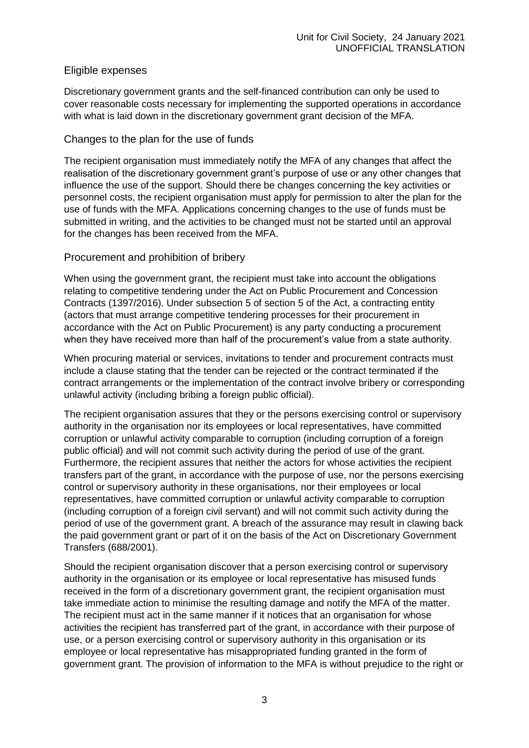## Eligible expenses

Discretionary government grants and the self-financed contribution can only be used to cover reasonable costs necessary for implementing the supported operations in accordance with what is laid down in the discretionary government grant decision of the MFA.

## Changes to the plan for the use of funds

The recipient organisation must immediately notify the MFA of any changes that affect the realisation of the discretionary government grant's purpose of use or any other changes that influence the use of the support. Should there be changes concerning the key activities or personnel costs, the recipient organisation must apply for permission to alter the plan for the use of funds with the MFA. Applications concerning changes to the use of funds must be submitted in writing, and the activities to be changed must not be started until an approval for the changes has been received from the MFA.

## Procurement and prohibition of bribery

When using the government grant, the recipient must take into account the obligations relating to competitive tendering under the Act on Public Procurement and Concession Contracts (1397/2016). Under subsection 5 of section 5 of the Act, a contracting entity (actors that must arrange competitive tendering processes for their procurement in accordance with the Act on Public Procurement) is any party conducting a procurement when they have received more than half of the procurement's value from a state authority.

When procuring material or services, invitations to tender and procurement contracts must include a clause stating that the tender can be rejected or the contract terminated if the contract arrangements or the implementation of the contract involve bribery or corresponding unlawful activity (including bribing a foreign public official).

The recipient organisation assures that they or the persons exercising control or supervisory authority in the organisation nor its employees or local representatives, have committed corruption or unlawful activity comparable to corruption (including corruption of a foreign public official) and will not commit such activity during the period of use of the grant. Furthermore, the recipient assures that neither the actors for whose activities the recipient transfers part of the grant, in accordance with the purpose of use, nor the persons exercising control or supervisory authority in these organisations, nor their employees or local representatives, have committed corruption or unlawful activity comparable to corruption (including corruption of a foreign civil servant) and will not commit such activity during the period of use of the government grant. A breach of the assurance may result in clawing back the paid government grant or part of it on the basis of the Act on Discretionary Government Transfers (688/2001).

Should the recipient organisation discover that a person exercising control or supervisory authority in the organisation or its employee or local representative has misused funds received in the form of a discretionary government grant, the recipient organisation must take immediate action to minimise the resulting damage and notify the MFA of the matter. The recipient must act in the same manner if it notices that an organisation for whose activities the recipient has transferred part of the grant, in accordance with their purpose of use, or a person exercising control or supervisory authority in this organisation or its employee or local representative has misappropriated funding granted in the form of government grant. The provision of information to the MFA is without prejudice to the right or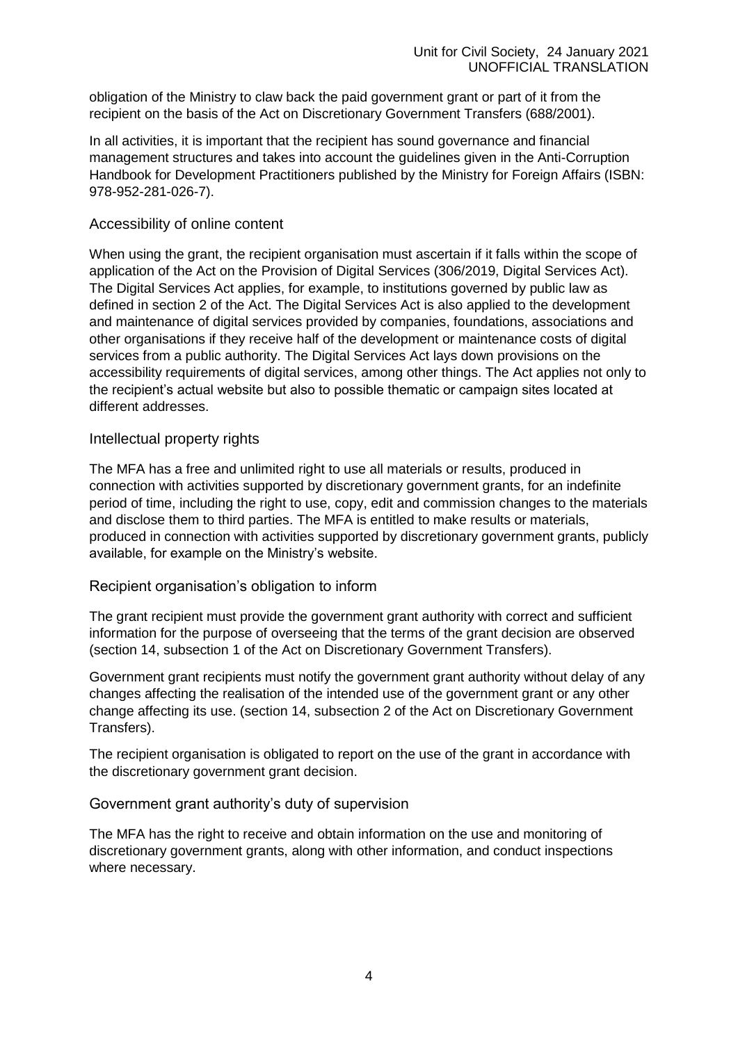obligation of the Ministry to claw back the paid government grant or part of it from the recipient on the basis of the Act on Discretionary Government Transfers (688/2001).

In all activities, it is important that the recipient has sound governance and financial management structures and takes into account the guidelines given in the Anti-Corruption Handbook for Development Practitioners published by the Ministry for Foreign Affairs (ISBN: 978-952-281-026-7).

## Accessibility of online content

When using the grant, the recipient organisation must ascertain if it falls within the scope of application of the Act on the Provision of Digital Services (306/2019, Digital Services Act). The Digital Services Act applies, for example, to institutions governed by public law as defined in section 2 of the Act. The Digital Services Act is also applied to the development and maintenance of digital services provided by companies, foundations, associations and other organisations if they receive half of the development or maintenance costs of digital services from a public authority. The Digital Services Act lays down provisions on the accessibility requirements of digital services, among other things. The Act applies not only to the recipient's actual website but also to possible thematic or campaign sites located at different addresses.

## Intellectual property rights

The MFA has a free and unlimited right to use all materials or results, produced in connection with activities supported by discretionary government grants, for an indefinite period of time, including the right to use, copy, edit and commission changes to the materials and disclose them to third parties. The MFA is entitled to make results or materials, produced in connection with activities supported by discretionary government grants, publicly available, for example on the Ministry's website.

## Recipient organisation's obligation to inform

The grant recipient must provide the government grant authority with correct and sufficient information for the purpose of overseeing that the terms of the grant decision are observed (section 14, subsection 1 of the Act on Discretionary Government Transfers).

Government grant recipients must notify the government grant authority without delay of any changes affecting the realisation of the intended use of the government grant or any other change affecting its use. (section 14, subsection 2 of the Act on Discretionary Government Transfers).

The recipient organisation is obligated to report on the use of the grant in accordance with the discretionary government grant decision.

## Government grant authority's duty of supervision

The MFA has the right to receive and obtain information on the use and monitoring of discretionary government grants, along with other information, and conduct inspections where necessary.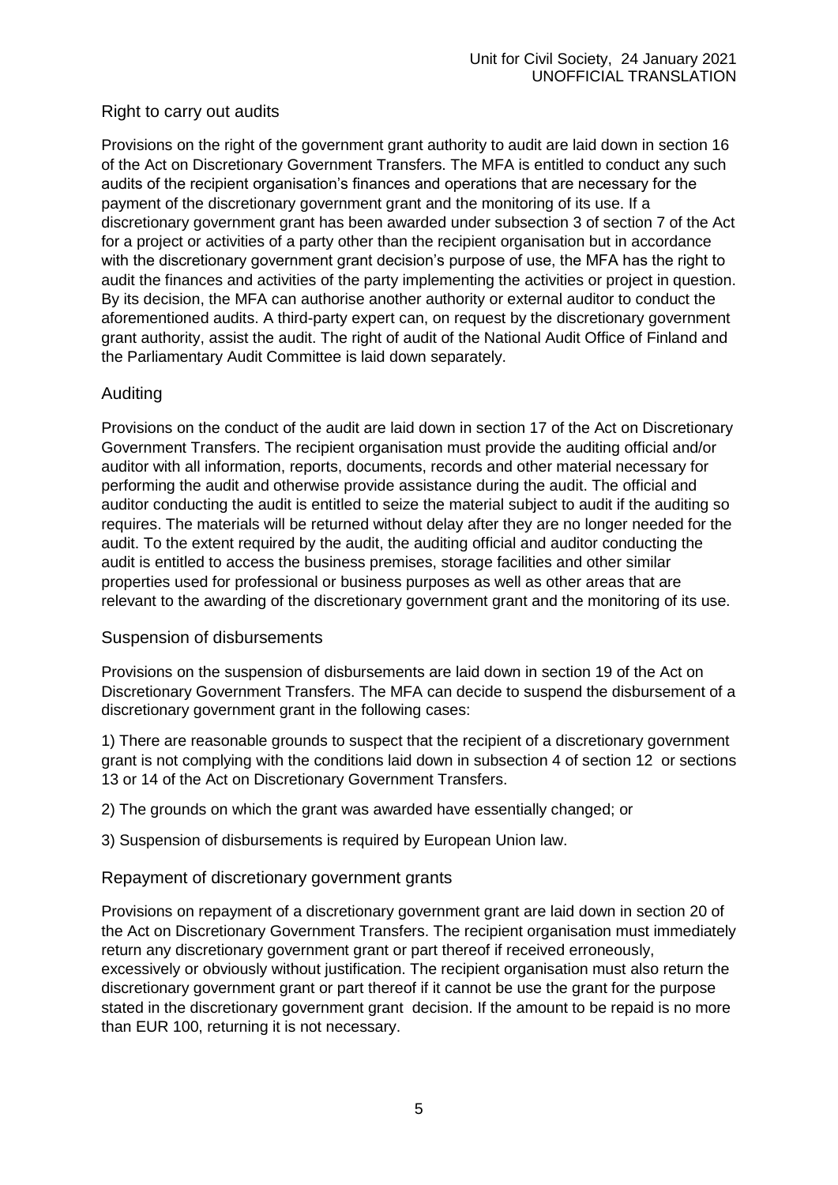## Right to carry out audits

Provisions on the right of the government grant authority to audit are laid down in section 16 of the Act on Discretionary Government Transfers. The MFA is entitled to conduct any such audits of the recipient organisation's finances and operations that are necessary for the payment of the discretionary government grant and the monitoring of its use. If a discretionary government grant has been awarded under subsection 3 of section 7 of the Act for a project or activities of a party other than the recipient organisation but in accordance with the discretionary government grant decision's purpose of use, the MFA has the right to audit the finances and activities of the party implementing the activities or project in question. By its decision, the MFA can authorise another authority or external auditor to conduct the aforementioned audits. A third-party expert can, on request by the discretionary government grant authority, assist the audit. The right of audit of the National Audit Office of Finland and the Parliamentary Audit Committee is laid down separately.

## Auditing

Provisions on the conduct of the audit are laid down in section 17 of the Act on Discretionary Government Transfers. The recipient organisation must provide the auditing official and/or auditor with all information, reports, documents, records and other material necessary for performing the audit and otherwise provide assistance during the audit. The official and auditor conducting the audit is entitled to seize the material subject to audit if the auditing so requires. The materials will be returned without delay after they are no longer needed for the audit. To the extent required by the audit, the auditing official and auditor conducting the audit is entitled to access the business premises, storage facilities and other similar properties used for professional or business purposes as well as other areas that are relevant to the awarding of the discretionary government grant and the monitoring of its use.

## Suspension of disbursements

Provisions on the suspension of disbursements are laid down in section 19 of the Act on Discretionary Government Transfers. The MFA can decide to suspend the disbursement of a discretionary government grant in the following cases:

1) There are reasonable grounds to suspect that the recipient of a discretionary government grant is not complying with the conditions laid down in subsection 4 of section 12 or sections 13 or 14 of the Act on Discretionary Government Transfers.

2) The grounds on which the grant was awarded have essentially changed; or

3) Suspension of disbursements is required by European Union law.

## Repayment of discretionary government grants

Provisions on repayment of a discretionary government grant are laid down in section 20 of the Act on Discretionary Government Transfers. The recipient organisation must immediately return any discretionary government grant or part thereof if received erroneously, excessively or obviously without justification. The recipient organisation must also return the discretionary government grant or part thereof if it cannot be use the grant for the purpose stated in the discretionary government grant decision. If the amount to be repaid is no more than EUR 100, returning it is not necessary.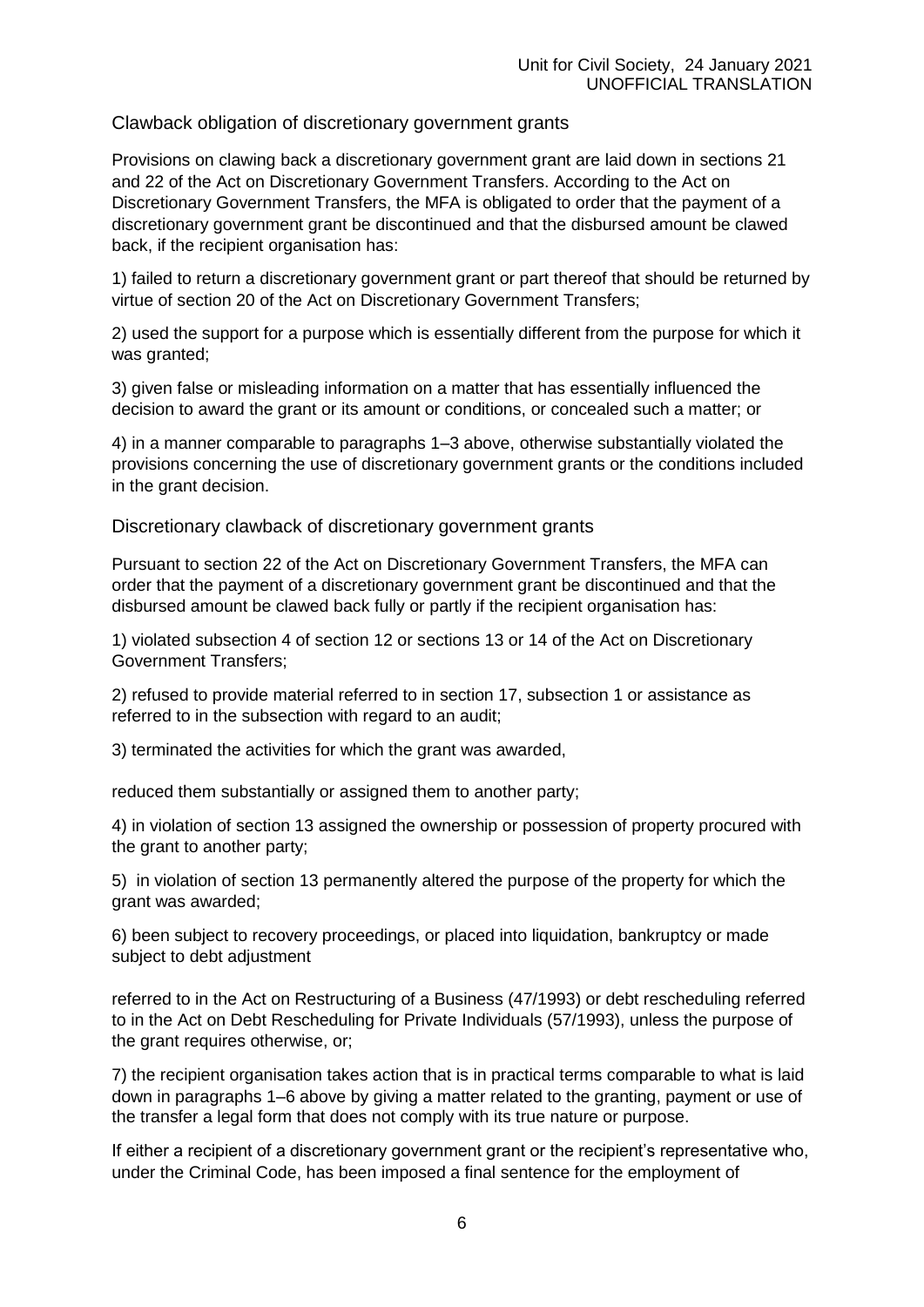## Clawback obligation of discretionary government grants

Provisions on clawing back a discretionary government grant are laid down in sections 21 and 22 of the Act on Discretionary Government Transfers. According to the Act on Discretionary Government Transfers, the MFA is obligated to order that the payment of a discretionary government grant be discontinued and that the disbursed amount be clawed back, if the recipient organisation has:

1) failed to return a discretionary government grant or part thereof that should be returned by virtue of section 20 of the Act on Discretionary Government Transfers;

2) used the support for a purpose which is essentially different from the purpose for which it was granted;

3) given false or misleading information on a matter that has essentially influenced the decision to award the grant or its amount or conditions, or concealed such a matter; or

4) in a manner comparable to paragraphs 1–3 above, otherwise substantially violated the provisions concerning the use of discretionary government grants or the conditions included in the grant decision.

## Discretionary clawback of discretionary government grants

Pursuant to section 22 of the Act on Discretionary Government Transfers, the MFA can order that the payment of a discretionary government grant be discontinued and that the disbursed amount be clawed back fully or partly if the recipient organisation has:

1) violated subsection 4 of section 12 or sections 13 or 14 of the Act on Discretionary Government Transfers;

2) refused to provide material referred to in section 17, subsection 1 or assistance as referred to in the subsection with regard to an audit;

3) terminated the activities for which the grant was awarded,

reduced them substantially or assigned them to another party;

4) in violation of section 13 assigned the ownership or possession of property procured with the grant to another party;

5) in violation of section 13 permanently altered the purpose of the property for which the grant was awarded;

6) been subject to recovery proceedings, or placed into liquidation, bankruptcy or made subject to debt adjustment

referred to in the Act on Restructuring of a Business (47/1993) or debt rescheduling referred to in the Act on Debt Rescheduling for Private Individuals (57/1993), unless the purpose of the grant requires otherwise, or;

7) the recipient organisation takes action that is in practical terms comparable to what is laid down in paragraphs 1–6 above by giving a matter related to the granting, payment or use of the transfer a legal form that does not comply with its true nature or purpose.

If either a recipient of a discretionary government grant or the recipient's representative who, under the Criminal Code, has been imposed a final sentence for the employment of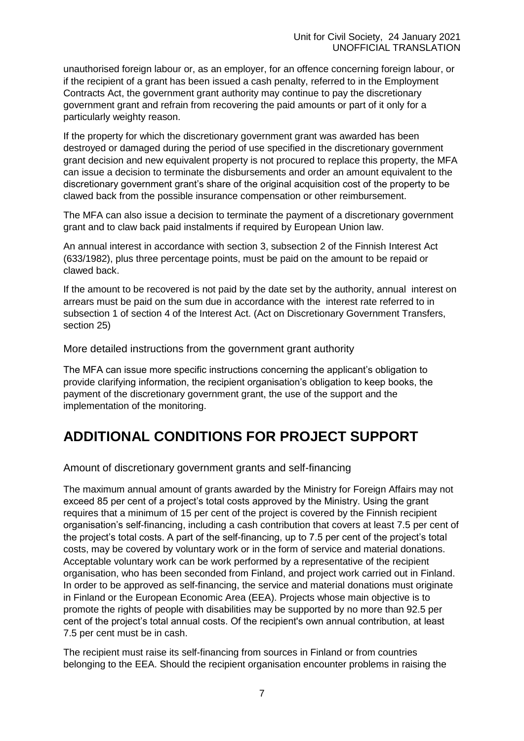unauthorised foreign labour or, as an employer, for an offence concerning foreign labour, or if the recipient of a grant has been issued a cash penalty, referred to in the Employment Contracts Act, the government grant authority may continue to pay the discretionary government grant and refrain from recovering the paid amounts or part of it only for a particularly weighty reason.

If the property for which the discretionary government grant was awarded has been destroyed or damaged during the period of use specified in the discretionary government grant decision and new equivalent property is not procured to replace this property, the MFA can issue a decision to terminate the disbursements and order an amount equivalent to the discretionary government grant's share of the original acquisition cost of the property to be clawed back from the possible insurance compensation or other reimbursement.

The MFA can also issue a decision to terminate the payment of a discretionary government grant and to claw back paid instalments if required by European Union law.

An annual interest in accordance with section 3, subsection 2 of the Finnish Interest Act (633/1982), plus three percentage points, must be paid on the amount to be repaid or clawed back.

If the amount to be recovered is not paid by the date set by the authority, annual interest on arrears must be paid on the sum due in accordance with the interest rate referred to in subsection 1 of section 4 of the Interest Act. (Act on Discretionary Government Transfers, section 25)

### More detailed instructions from the government grant authority

The MFA can issue more specific instructions concerning the applicant's obligation to provide clarifying information, the recipient organisation's obligation to keep books, the payment of the discretionary government grant, the use of the support and the implementation of the monitoring.

# ADDITIONAL CONDITIONS FOR PROJECT SUPPORT

### Amount of discretionary government grants and self-financing

The maximum annual amount of grants awarded by the Ministry for Foreign Affairs may not exceed 85 per cent of a project's total costs approved by the Ministry. Using the grant requires that a minimum of 15 per cent of the project is covered by the Finnish recipient organisation's self-financing, including a cash contribution that covers at least 7.5 per cent of the project's total costs. A part of the self-financing, up to 7.5 per cent of the project's total costs, may be covered by voluntary work or in the form of service and material donations. Acceptable voluntary work can be work performed by a representative of the recipient organisation, who has been seconded from Finland, and project work carried out in Finland. In order to be approved as self-financing, the service and material donations must originate in Finland or the European Economic Area (EEA). Projects whose main objective is to promote the rights of people with disabilities may be supported by no more than 92.5 per cent of the project's total annual costs. Of the recipient's own annual contribution, at least 7.5 per cent must be in cash.

The recipient must raise its self-financing from sources in Finland or from countries belonging to the EEA. Should the recipient organisation encounter problems in raising the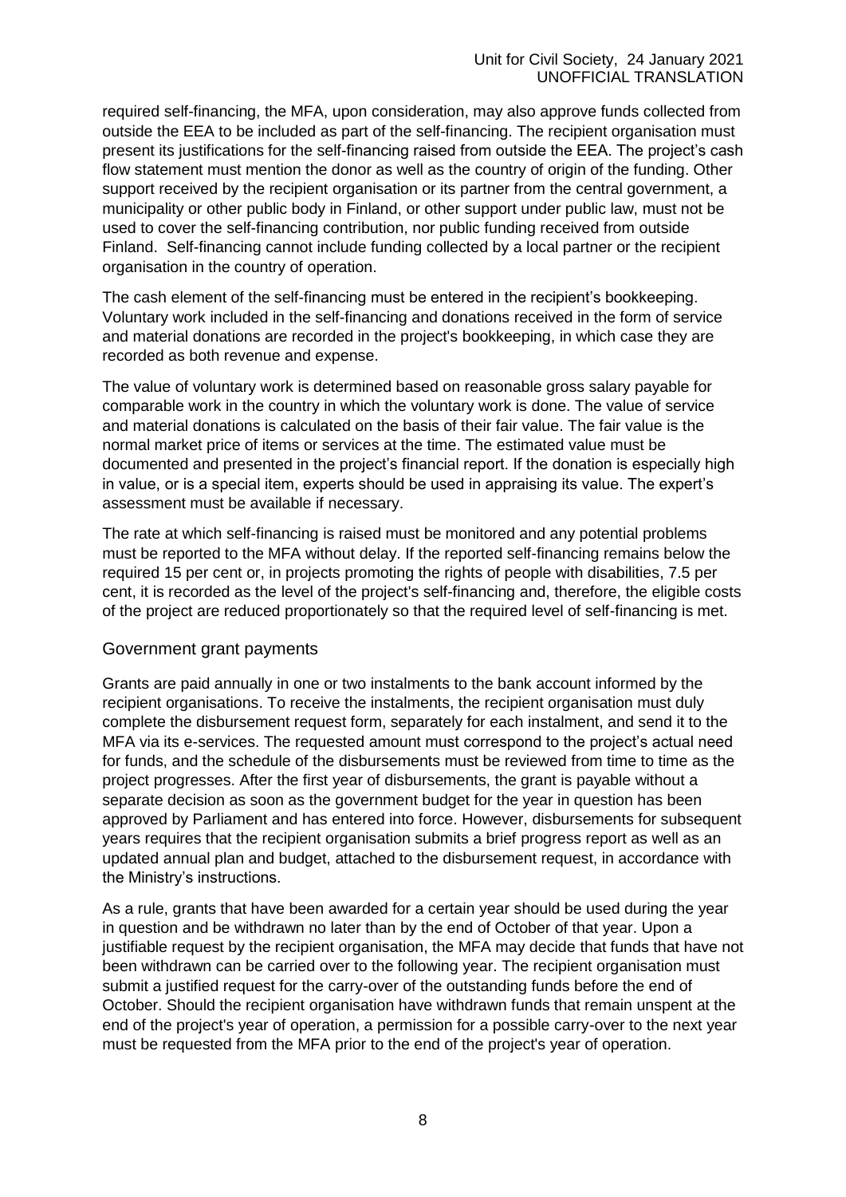required self-financing, the MFA, upon consideration, may also approve funds collected from outside the EEA to be included as part of the self-financing. The recipient organisation must present its justifications for the self-financing raised from outside the EEA. The project's cash flow statement must mention the donor as well as the country of origin of the funding. Other support received by the recipient organisation or its partner from the central government, a municipality or other public body in Finland, or other support under public law, must not be used to cover the self-financing contribution, nor public funding received from outside Finland. Self-financing cannot include funding collected by a local partner or the recipient organisation in the country of operation.

The cash element of the self-financing must be entered in the recipient's bookkeeping. Voluntary work included in the self-financing and donations received in the form of service and material donations are recorded in the project's bookkeeping, in which case they are recorded as both revenue and expense.

The value of voluntary work is determined based on reasonable gross salary payable for comparable work in the country in which the voluntary work is done. The value of service and material donations is calculated on the basis of their fair value. The fair value is the normal market price of items or services at the time. The estimated value must be documented and presented in the project's financial report. If the donation is especially high in value, or is a special item, experts should be used in appraising its value. The expert's assessment must be available if necessary.

The rate at which self-financing is raised must be monitored and any potential problems must be reported to the MFA without delay. If the reported self-financing remains below the required 15 per cent or, in projects promoting the rights of people with disabilities, 7.5 per cent, it is recorded as the level of the project's self-financing and, therefore, the eligible costs of the project are reduced proportionately so that the required level of self-financing is met.

## Government grant payments

Grants are paid annually in one or two instalments to the bank account informed by the recipient organisations. To receive the instalments, the recipient organisation must duly complete the disbursement request form, separately for each instalment, and send it to the MFA via its e-services. The requested amount must correspond to the project's actual need for funds, and the schedule of the disbursements must be reviewed from time to time as the project progresses. After the first year of disbursements, the grant is payable without a separate decision as soon as the government budget for the year in question has been approved by Parliament and has entered into force. However, disbursements for subsequent years requires that the recipient organisation submits a brief progress report as well as an updated annual plan and budget, attached to the disbursement request, in accordance with the Ministry's instructions.

As a rule, grants that have been awarded for a certain year should be used during the year in question and be withdrawn no later than by the end of October of that year. Upon a justifiable request by the recipient organisation, the MFA may decide that funds that have not been withdrawn can be carried over to the following year. The recipient organisation must submit a justified request for the carry-over of the outstanding funds before the end of October. Should the recipient organisation have withdrawn funds that remain unspent at the end of the project's year of operation, a permission for a possible carry-over to the next year must be requested from the MFA prior to the end of the project's year of operation.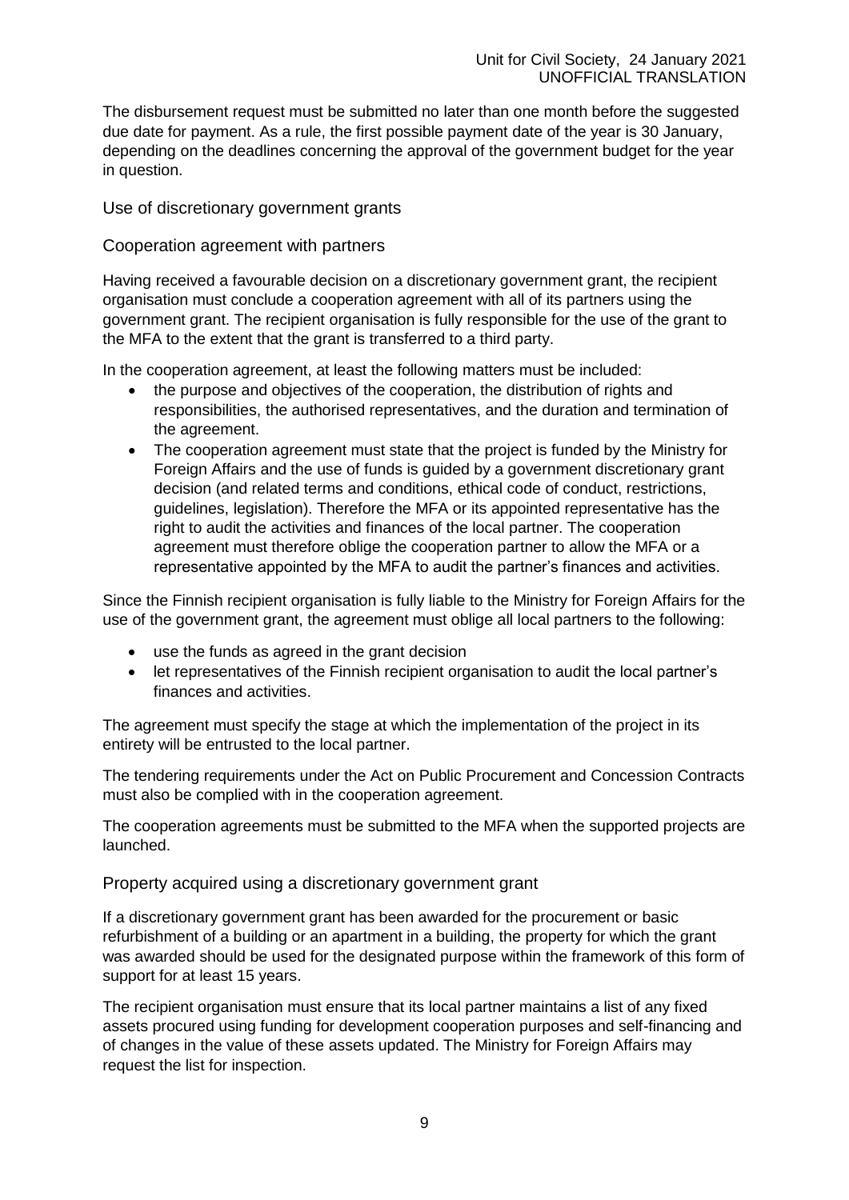The disbursement request must be submitted no later than one month before the suggested due date for payment. As a rule, the first possible payment date of the year is 30 January, depending on the deadlines concerning the approval of the government budget for the year in question.

## Use of discretionary government grants

### Cooperation agreement with partners

Having received a favourable decision on a discretionary government grant, the recipient organisation must conclude a cooperation agreement with all of its partners using the government grant. The recipient organisation is fully responsible for the use of the grant to the MFA to the extent that the grant is transferred to a third party.

In the cooperation agreement, at least the following matters must be included:

- the purpose and objectives of the cooperation, the distribution of rights and responsibilities, the authorised representatives, and the duration and termination of the agreement.
- The cooperation agreement must state that the project is funded by the Ministry for Foreign Affairs and the use of funds is guided by a government discretionary grant decision (and related terms and conditions, ethical code of conduct, restrictions, guidelines, legislation). Therefore the MFA or its appointed representative has the right to audit the activities and finances of the local partner. The cooperation agreement must therefore oblige the cooperation partner to allow the MFA or a representative appointed by the MFA to audit the partner's finances and activities.

Since the Finnish recipient organisation is fully liable to the Ministry for Foreign Affairs for the use of the government grant, the agreement must oblige all local partners to the following:

- use the funds as agreed in the grant decision
- let representatives of the Finnish recipient organisation to audit the local partner's finances and activities.

The agreement must specify the stage at which the implementation of the project in its entirety will be entrusted to the local partner.

The tendering requirements under the Act on Public Procurement and Concession Contracts must also be complied with in the cooperation agreement.

The cooperation agreements must be submitted to the MFA when the supported projects are launched.

### Property acquired using a discretionary government grant

If a discretionary government grant has been awarded for the procurement or basic refurbishment of a building or an apartment in a building, the property for which the grant was awarded should be used for the designated purpose within the framework of this form of support for at least 15 years.

The recipient organisation must ensure that its local partner maintains a list of any fixed assets procured using funding for development cooperation purposes and self-financing and of changes in the value of these assets updated. The Ministry for Foreign Affairs may request the list for inspection.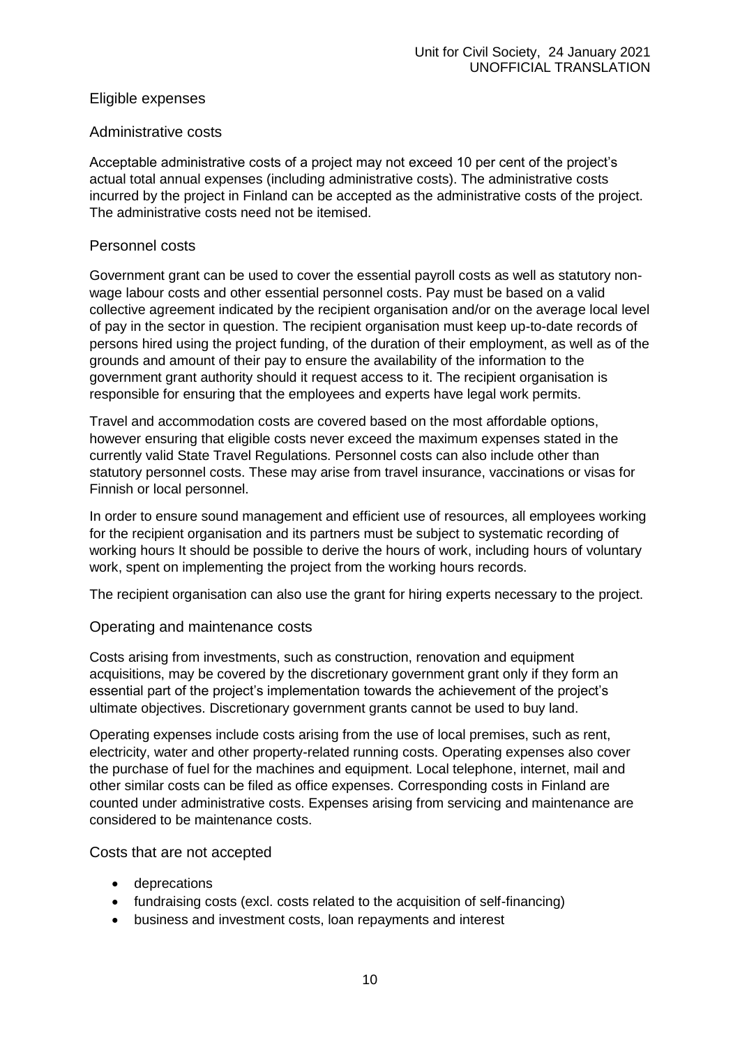## Eligible expenses

### Administrative costs

Acceptable administrative costs of a project may not exceed 10 per cent of the project's actual total annual expenses (including administrative costs). The administrative costs incurred by the project in Finland can be accepted as the administrative costs of the project. The administrative costs need not be itemised.

### Personnel costs

Government grant can be used to cover the essential payroll costs as well as statutory non-wage labour costs and other essential personnel costs. Pay must be based on a valid collective agreement indicated by the recipient organisation and/or on the average local level of pay in the sector in question. The recipient organisation must keep up-to-date records of persons hired using the project funding, of the duration of their employment, as well as of the grounds and amount of their pay to ensure the availability of the information to the government grant authority should it request access to it. The recipient organisation is responsible for ensuring that the employees and experts have legal work permits.

Travel and accommodation costs are covered based on the most affordable options, however ensuring that eligible costs never exceed the maximum expenses stated in the currently valid State Travel Regulations. Personnel costs can also include other than statutory personnel costs. These may arise from travel insurance, vaccinations or visas for Finnish or local personnel.

In order to ensure sound management and efficient use of resources, all employees working for the recipient organisation and its partners must be subject to systematic recording of working hours It should be possible to derive the hours of work, including hours of voluntary work, spent on implementing the project from the working hours records.

The recipient organisation can also use the grant for hiring experts necessary to the project.

### Operating and maintenance costs

Costs arising from investments, such as construction, renovation and equipment acquisitions, may be covered by the discretionary government grant only if they form an essential part of the project's implementation towards the achievement of the project's ultimate objectives. Discretionary government grants cannot be used to buy land.

Operating expenses include costs arising from the use of local premises, such as rent, electricity, water and other property-related running costs. Operating expenses also cover the purchase of fuel for the machines and equipment. Local telephone, internet, mail and other similar costs can be filed as office expenses. Corresponding costs in Finland are counted under administrative costs. Expenses arising from servicing and maintenance are considered to be maintenance costs.

### Costs that are not accepted

- deprecations
- fundraising costs (excl. costs related to the acquisition of self-financing)
- business and investment costs, loan repayments and interest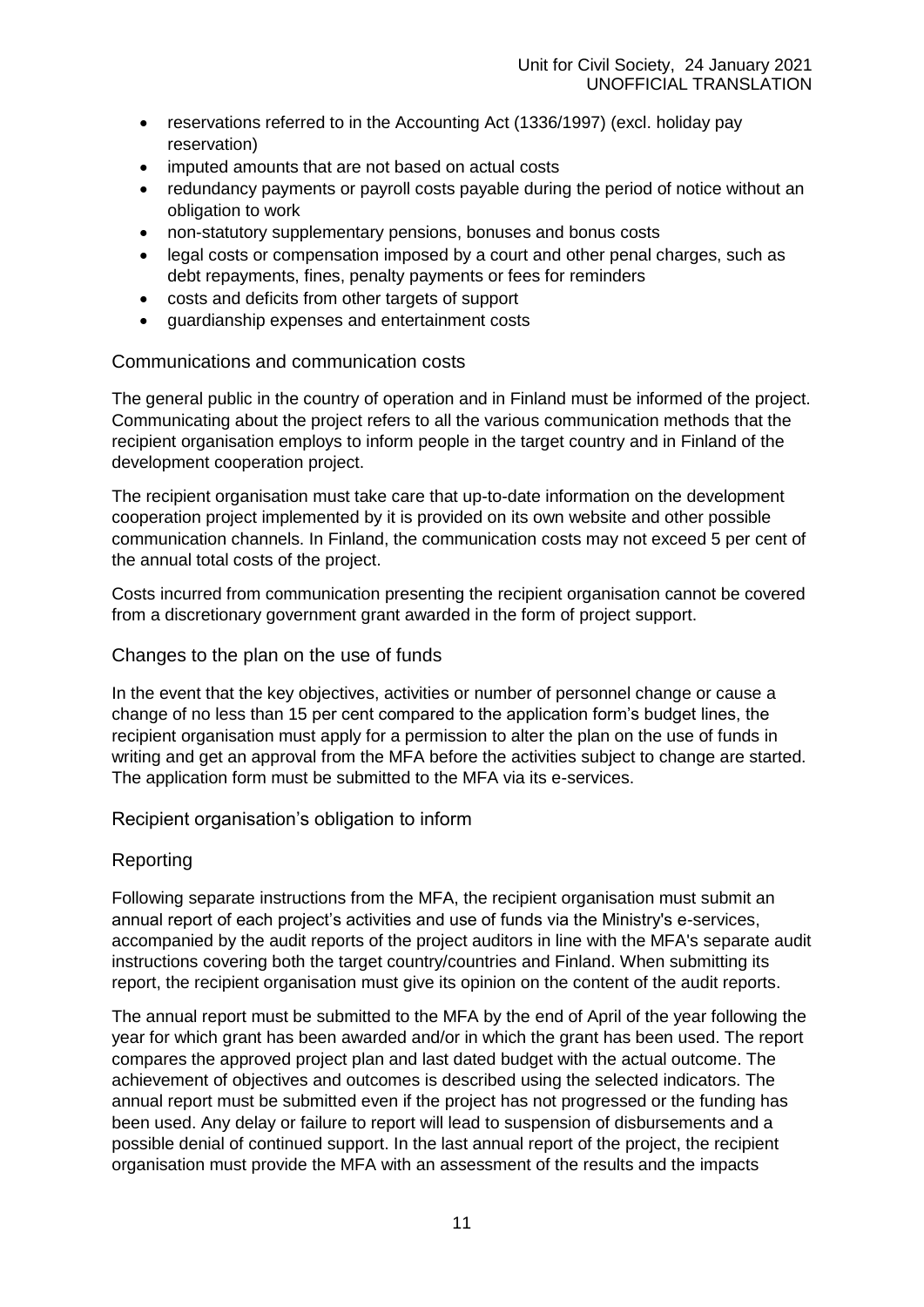- reservations referred to in the Accounting Act (1336/1997) (excl. holiday pay reservation)
- imputed amounts that are not based on actual costs
- redundancy payments or payroll costs payable during the period of notice without an obligation to work
- non-statutory supplementary pensions, bonuses and bonus costs
- legal costs or compensation imposed by a court and other penal charges, such as debt repayments, fines, penalty payments or fees for reminders
- costs and deficits from other targets of support
- guardianship expenses and entertainment costs

### Communications and communication costs

The general public in the country of operation and in Finland must be informed of the project. Communicating about the project refers to all the various communication methods that the recipient organisation employs to inform people in the target country and in Finland of the development cooperation project.

The recipient organisation must take care that up-to-date information on the development cooperation project implemented by it is provided on its own website and other possible communication channels. In Finland, the communication costs may not exceed 5 per cent of the annual total costs of the project.

Costs incurred from communication presenting the recipient organisation cannot be covered from a discretionary government grant awarded in the form of project support.

### Changes to the plan on the use of funds

In the event that the key objectives, activities or number of personnel change or cause a change of no less than 15 per cent compared to the application form's budget lines, the recipient organisation must apply for a permission to alter the plan on the use of funds in writing and get an approval from the MFA before the activities subject to change are started. The application form must be submitted to the MFA via its e-services.

### Recipient organisation's obligation to inform

### Reporting

Following separate instructions from the MFA, the recipient organisation must submit an annual report of each project's activities and use of funds via the Ministry's e-services, accompanied by the audit reports of the project auditors in line with the MFA's separate audit instructions covering both the target country/countries and Finland. When submitting its report, the recipient organisation must give its opinion on the content of the audit reports.

The annual report must be submitted to the MFA by the end of April of the year following the year for which grant has been awarded and/or in which the grant has been used. The report compares the approved project plan and last dated budget with the actual outcome. The achievement of objectives and outcomes is described using the selected indicators. The annual report must be submitted even if the project has not progressed or the funding has been used. Any delay or failure to report will lead to suspension of disbursements and a possible denial of continued support. In the last annual report of the project, the recipient organisation must provide the MFA with an assessment of the results and the impacts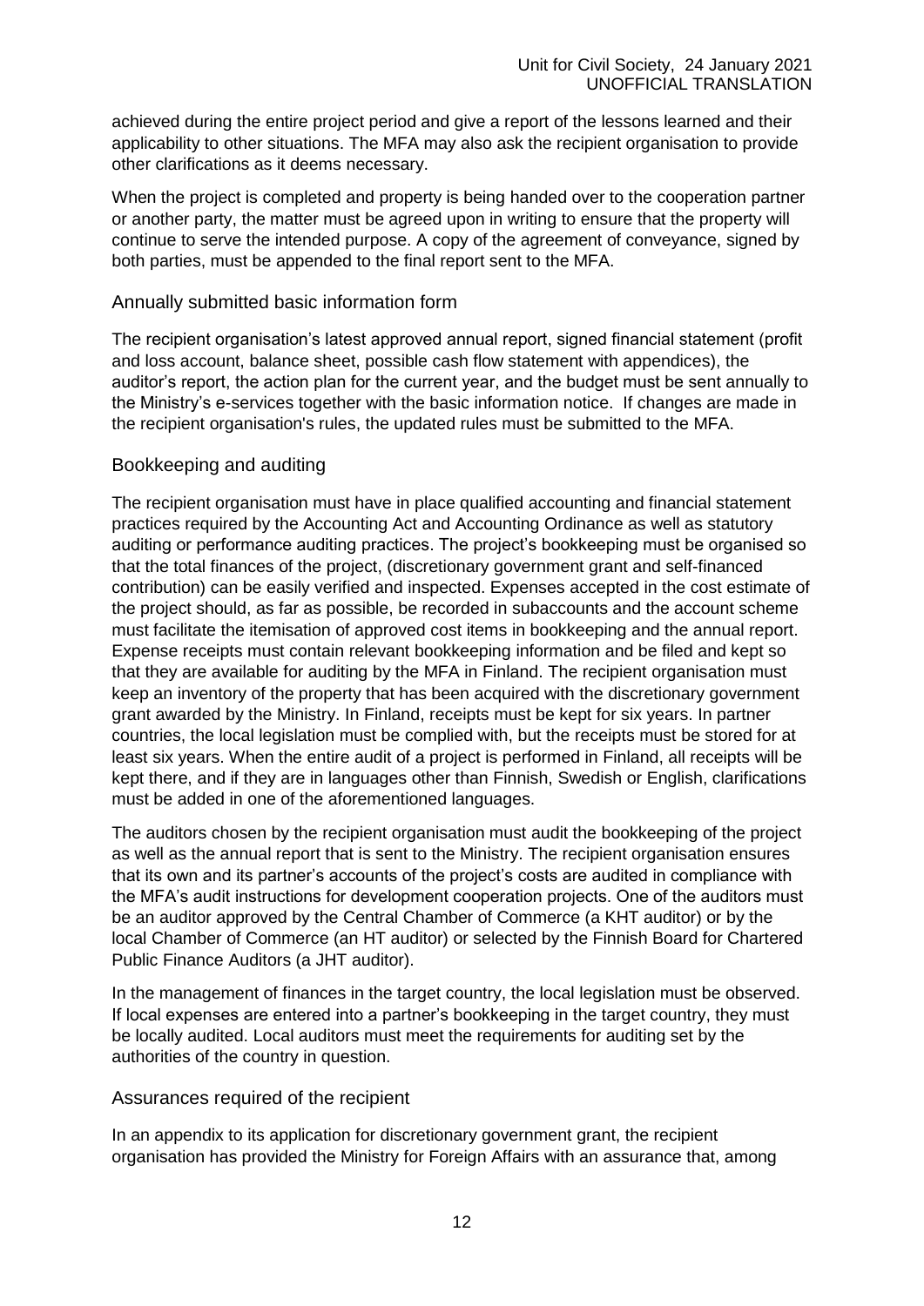achieved during the entire project period and give a report of the lessons learned and their applicability to other situations. The MFA may also ask the recipient organisation to provide other clarifications as it deems necessary.

When the project is completed and property is being handed over to the cooperation partner or another party, the matter must be agreed upon in writing to ensure that the property will continue to serve the intended purpose. A copy of the agreement of conveyance, signed by both parties, must be appended to the final report sent to the MFA.

### Annually submitted basic information form

The recipient organisation's latest approved annual report, signed financial statement (profit and loss account, balance sheet, possible cash flow statement with appendices), the auditor's report, the action plan for the current year, and the budget must be sent annually to the Ministry's e-services together with the basic information notice. If changes are made in the recipient organisation's rules, the updated rules must be submitted to the MFA.

### Bookkeeping and auditing

The recipient organisation must have in place qualified accounting and financial statement practices required by the Accounting Act and Accounting Ordinance as well as statutory auditing or performance auditing practices. The project's bookkeeping must be organised so that the total finances of the project, (discretionary government grant and self-financed contribution) can be easily verified and inspected. Expenses accepted in the cost estimate of the project should, as far as possible, be recorded in subaccounts and the account scheme must facilitate the itemisation of approved cost items in bookkeeping and the annual report. Expense receipts must contain relevant bookkeeping information and be filed and kept so that they are available for auditing by the MFA in Finland. The recipient organisation must keep an inventory of the property that has been acquired with the discretionary government grant awarded by the Ministry. In Finland, receipts must be kept for six years. In partner countries, the local legislation must be complied with, but the receipts must be stored for at least six years. When the entire audit of a project is performed in Finland, all receipts will be kept there, and if they are in languages other than Finnish, Swedish or English, clarifications must be added in one of the aforementioned languages.

The auditors chosen by the recipient organisation must audit the bookkeeping of the project as well as the annual report that is sent to the Ministry. The recipient organisation ensures that its own and its partner's accounts of the project's costs are audited in compliance with the MFA's audit instructions for development cooperation projects. One of the auditors must be an auditor approved by the Central Chamber of Commerce (a KHT auditor) or by the local Chamber of Commerce (an HT auditor) or selected by the Finnish Board for Chartered Public Finance Auditors (a JHT auditor).

In the management of finances in the target country, the local legislation must be observed. If local expenses are entered into a partner's bookkeeping in the target country, they must be locally audited. Local auditors must meet the requirements for auditing set by the authorities of the country in question.

### Assurances required of the recipient

In an appendix to its application for discretionary government grant, the recipient organisation has provided the Ministry for Foreign Affairs with an assurance that, among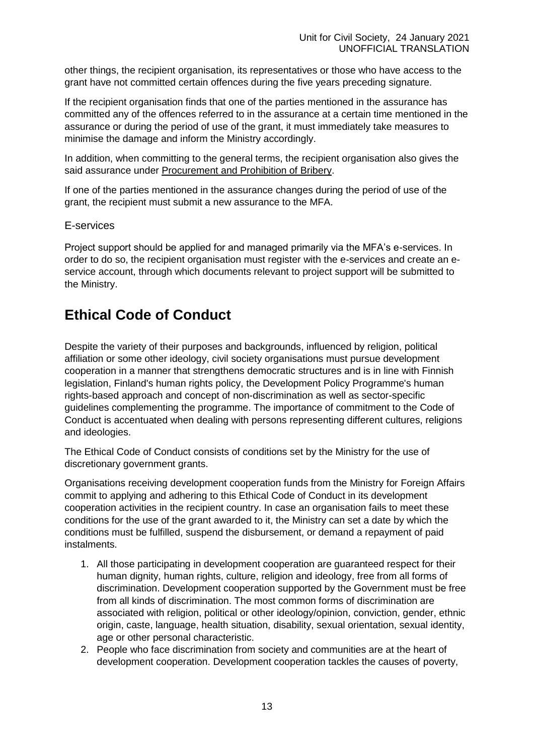other things, the recipient organisation, its representatives or those who have access to the grant have not committed certain offences during the five years preceding signature.

If the recipient organisation finds that one of the parties mentioned in the assurance has committed any of the offences referred to in the assurance at a certain time mentioned in the assurance or during the period of use of the grant, it must immediately take measures to minimise the damage and inform the Ministry accordingly.

In addition, when committing to the general terms, the recipient organisation also gives the said assurance under Procurement and Prohibition of Bribery.

If one of the parties mentioned in the assurance changes during the period of use of the grant, the recipient must submit a new assurance to the MFA.

### E-services

Project support should be applied for and managed primarily via the MFA's e-services. In order to do so, the recipient organisation must register with the e-services and create an e-service account, through which documents relevant to project support will be submitted to the Ministry.

## Ethical Code of Conduct

Despite the variety of their purposes and backgrounds, influenced by religion, political affiliation or some other ideology, civil society organisations must pursue development cooperation in a manner that strengthens democratic structures and is in line with Finnish legislation, Finland's human rights policy, the Development Policy Programme's human rights-based approach and concept of non-discrimination as well as sector-specific guidelines complementing the programme. The importance of commitment to the Code of Conduct is accentuated when dealing with persons representing different cultures, religions and ideologies.

The Ethical Code of Conduct consists of conditions set by the Ministry for the use of discretionary government grants.

Organisations receiving development cooperation funds from the Ministry for Foreign Affairs commit to applying and adhering to this Ethical Code of Conduct in its development cooperation activities in the recipient country. In case an organisation fails to meet these conditions for the use of the grant awarded to it, the Ministry can set a date by which the conditions must be fulfilled, suspend the disbursement, or demand a repayment of paid instalments.

1. All those participating in development cooperation are guaranteed respect for their human dignity, human rights, culture, religion and ideology, free from all forms of discrimination. Development cooperation supported by the Government must be free from all kinds of discrimination. The most common forms of discrimination are associated with religion, political or other ideology/opinion, conviction, gender, ethnic origin, caste, language, health situation, disability, sexual orientation, sexual identity, age or other personal characteristic.
2. People who face discrimination from society and communities are at the heart of development cooperation. Development cooperation tackles the causes of poverty,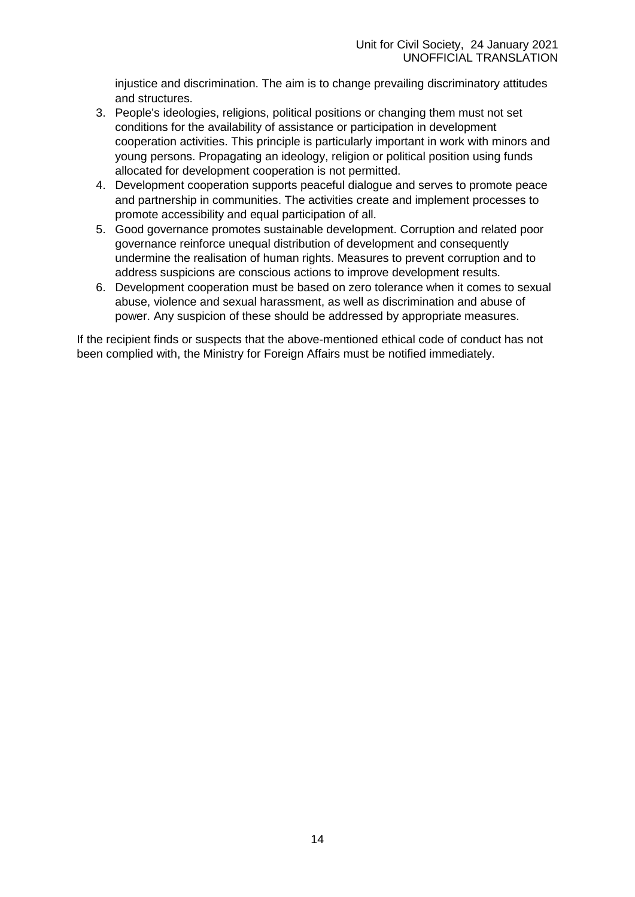injustice and discrimination. The aim is to change prevailing discriminatory attitudes and structures.

3. People's ideologies, religions, political positions or changing them must not set conditions for the availability of assistance or participation in development cooperation activities. This principle is particularly important in work with minors and young persons. Propagating an ideology, religion or political position using funds allocated for development cooperation is not permitted.
4. Development cooperation supports peaceful dialogue and serves to promote peace and partnership in communities. The activities create and implement processes to promote accessibility and equal participation of all.
5. Good governance promotes sustainable development. Corruption and related poor governance reinforce unequal distribution of development and consequently undermine the realisation of human rights. Measures to prevent corruption and to address suspicions are conscious actions to improve development results.
6. Development cooperation must be based on zero tolerance when it comes to sexual abuse, violence and sexual harassment, as well as discrimination and abuse of power. Any suspicion of these should be addressed by appropriate measures.

If the recipient finds or suspects that the above-mentioned ethical code of conduct has not been complied with, the Ministry for Foreign Affairs must be notified immediately.